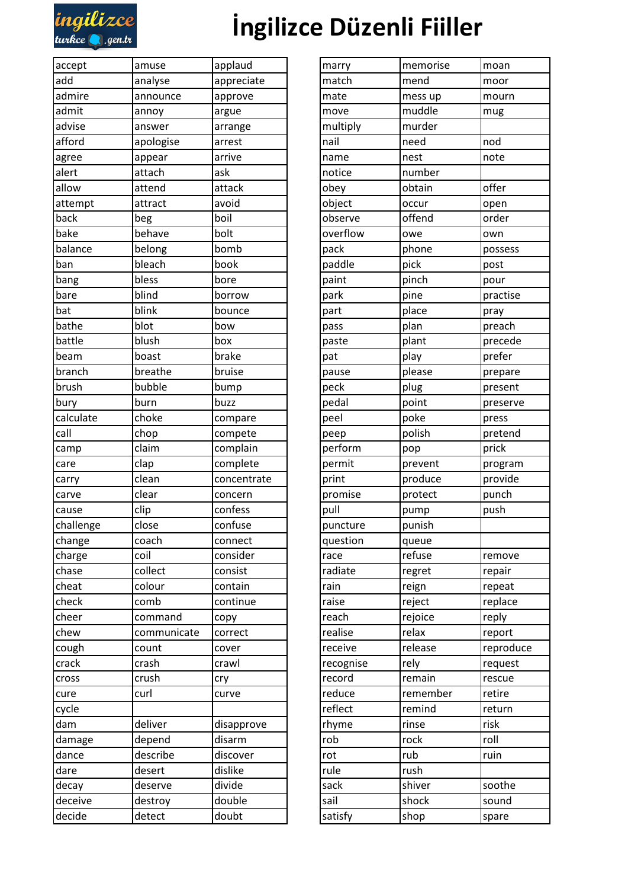# İngilizce Düzenli Fiiller

| | | |
|---|---|---|
| accept | amuse | applaud |
| add | analyse | appreciate |
| admire | announce | approve |
| admit | annoy | argue |
| advise | answer | arrange |
| afford | apologise | arrest |
| agree | appear | arrive |
| alert | attach | ask |
| allow | attend | attack |
| attempt | attract | avoid |
| back | beg | boil |
| bake | behave | bolt |
| balance | belong | bomb |
| ban | bleach | book |
| bang | bless | bore |
| bare | blind | borrow |
| bat | blink | bounce |
| bathe | blot | bow |
| battle | blush | box |
| beam | boast | brake |
| branch | breathe | bruise |
| brush | bubble | bump |
| bury | burn | buzz |
| calculate | choke | compare |
| call | chop | compete |
| camp | claim | complain |
| care | clap | complete |
| carry | clean | concentrate |
| carve | clear | concern |
| cause | clip | confess |
| challenge | close | confuse |
| change | coach | connect |
| charge | coil | consider |
| chase | collect | consist |
| cheat | colour | contain |
| check | comb | continue |
| cheer | command | copy |
| chew | communicate | correct |
| cough | count | cover |
| crack | crash | crawl |
| cross | crush | cry |
| cure | curl | curve |
| cycle | | |
| dam | deliver | disapprove |
| damage | depend | disarm |
| dance | describe | discover |
| dare | desert | dislike |
| decay | deserve | divide |
| deceive | destroy | double |
| decide | detect | doubt |

| | | |
|---|---|---|
| marry | memorise | moan |
| match | mend | moor |
| mate | mess up | mourn |
| move | muddle | mug |
| multiply | murder | |
| nail | need | nod |
| name | nest | note |
| notice | number | |
| obey | obtain | offer |
| object | occur | open |
| observe | offend | order |
| overflow | owe | own |
| pack | phone | possess |
| paddle | pick | post |
| paint | pinch | pour |
| park | pine | practise |
| part | place | pray |
| pass | plan | preach |
| paste | plant | precede |
| pat | play | prefer |
| pause | please | prepare |
| peck | plug | present |
| pedal | point | preserve |
| peel | poke | press |
| peep | polish | pretend |
| perform | pop | prick |
| permit | prevent | program |
| print | produce | provide |
| promise | protect | punch |
| pull | pump | push |
| puncture | punish | |
| question | queue | |
| race | refuse | remove |
| radiate | regret | repair |
| rain | reign | repeat |
| raise | reject | replace |
| reach | rejoice | reply |
| realise | relax | report |
| receive | release | reproduce |
| recognise | rely | request |
| record | remain | rescue |
| reduce | remember | retire |
| reflect | remind | return |
| rhyme | rinse | risk |
| rob | rock | roll |
| rot | rub | ruin |
| rule | rush | |
| sack | shiver | soothe |
| sail | shock | sound |
| satisfy | shop | spare |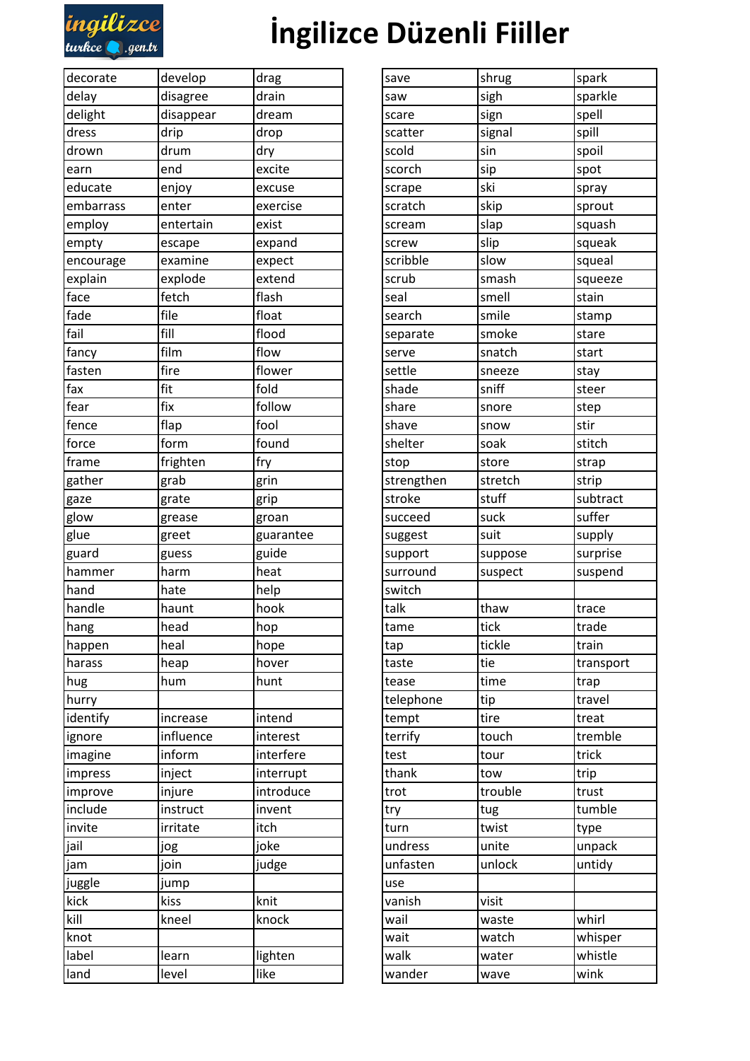# İngilizce Düzenli Fiiller

| | | |
|---|---|---|
| decorate | develop | drag |
| delay | disagree | drain |
| delight | disappear | dream |
| dress | drip | drop |
| drown | drum | dry |
| earn | end | excite |
| educate | enjoy | excuse |
| embarrass | enter | exercise |
| employ | entertain | exist |
| empty | escape | expand |
| encourage | examine | expect |
| explain | explode | extend |
| face | fetch | flash |
| fade | file | float |
| fail | fill | flood |
| fancy | film | flow |
| fasten | fire | flower |
| fax | fit | fold |
| fear | fix | follow |
| fence | flap | fool |
| force | form | found |
| frame | frighten | fry |
| gather | grab | grin |
| gaze | grate | grip |
| glow | grease | groan |
| glue | greet | guarantee |
| guard | guess | guide |
| hammer | harm | heat |
| hand | hate | help |
| handle | haunt | hook |
| hang | head | hop |
| happen | heal | hope |
| harass | heap | hover |
| hug | hum | hunt |
| hurry | | |
| identify | increase | intend |
| ignore | influence | interest |
| imagine | inform | interfere |
| impress | inject | interrupt |
| improve | injure | introduce |
| include | instruct | invent |
| invite | irritate | itch |
| jail | jog | joke |
| jam | join | judge |
| juggle | jump | |
| kick | kiss | knit |
| kill | kneel | knock |
| knot | | |
| label | learn | lighten |
| land | level | like |

| | | |
|---|---|---|
| save | shrug | spark |
| saw | sigh | sparkle |
| scare | sign | spell |
| scatter | signal | spill |
| scold | sin | spoil |
| scorch | sip | spot |
| scrape | ski | spray |
| scratch | skip | sprout |
| scream | slap | squash |
| screw | slip | squeak |
| scribble | slow | squeal |
| scrub | smash | squeeze |
| seal | smell | stain |
| search | smile | stamp |
| separate | smoke | stare |
| serve | snatch | start |
| settle | sneeze | stay |
| shade | sniff | steer |
| share | snore | step |
| shave | snow | stir |
| shelter | soak | stitch |
| stop | store | strap |
| strengthen | stretch | strip |
| stroke | stuff | subtract |
| succeed | suck | suffer |
| suggest | suit | supply |
| support | suppose | surprise |
| surround | suspect | suspend |
| switch | | |
| talk | thaw | trace |
| tame | tick | trade |
| tap | tickle | train |
| taste | tie | transport |
| tease | time | trap |
| telephone | tip | travel |
| tempt | tire | treat |
| terrify | touch | tremble |
| test | tour | trick |
| thank | tow | trip |
| trot | trouble | trust |
| try | tug | tumble |
| turn | twist | type |
| undress | unite | unpack |
| unfasten | unlock | untidy |
| use | | |
| vanish | visit | |
| wail | waste | whirl |
| wait | watch | whisper |
| walk | water | whistle |
| wander | wave | wink |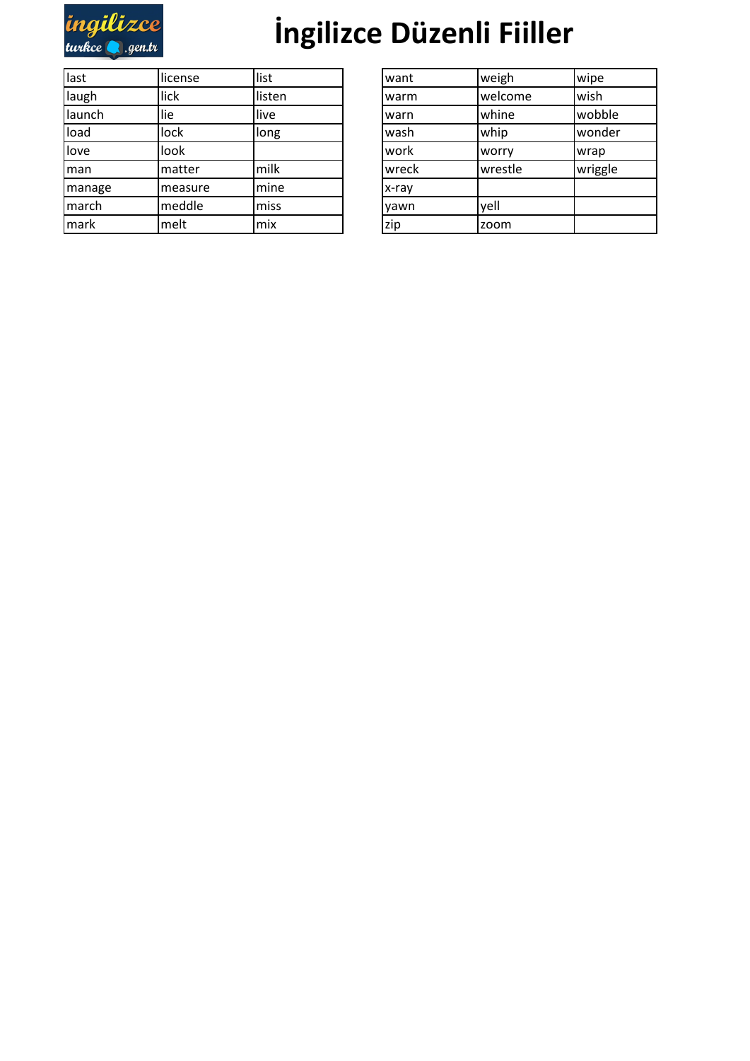# İngilizce Düzenli Fiiller

| | | |
|---|---|---|
| last | license | list |
| laugh | lick | listen |
| launch | lie | live |
| load | lock | long |
| love | look | |
| man | matter | milk |
| manage | measure | mine |
| march | meddle | miss |
| mark | melt | mix |

| | | |
|---|---|---|
| want | weigh | wipe |
| warm | welcome | wish |
| warn | whine | wobble |
| wash | whip | wonder |
| work | worry | wrap |
| wreck | wrestle | wriggle |
| x-ray | | |
| yawn | yell | |
| zip | zoom | |